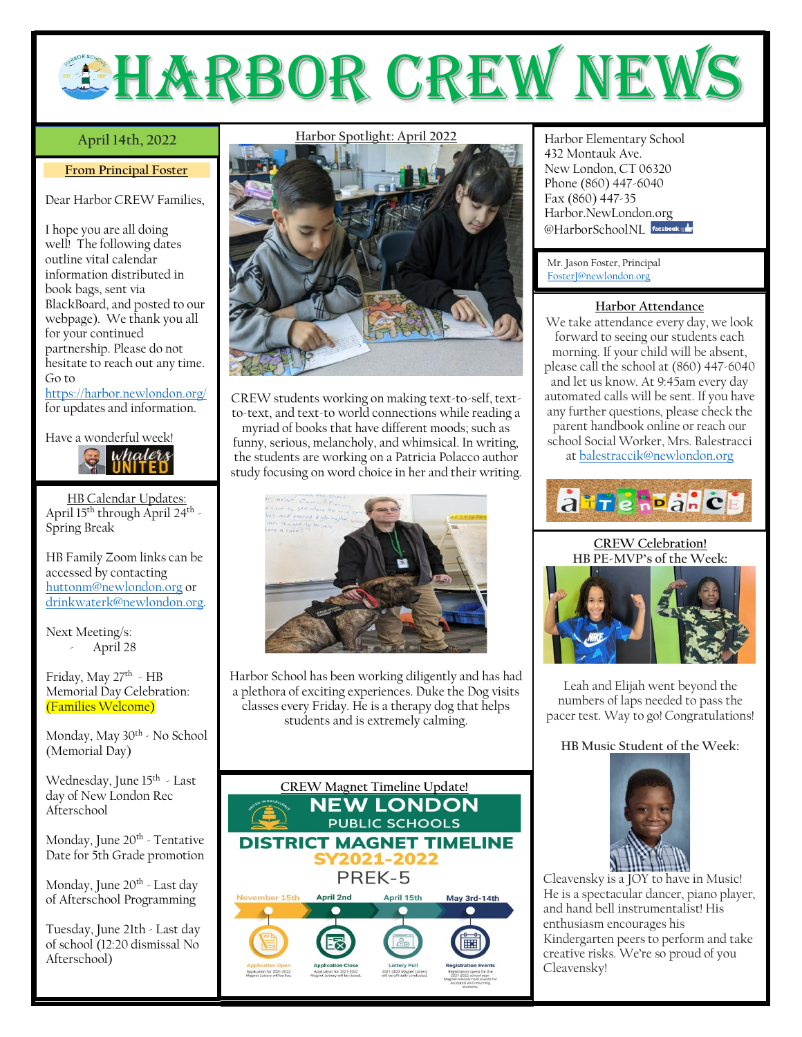# HARBOR CREW NEWS

**April 14th, 2022**

## From Principal Foster

Dear Harbor CREW Families,

I hope you are all doing well! The following dates outline vital calendar information distributed in book bags, sent via BlackBoard, and posted to our webpage). We thank you all for your continued partnership. Please do not hesitate to reach out any time. Go to https://harbor.newlondon.org/ for updates and information.

Have a wonderful week!

## HB Calendar Updates:

April 15th through April 24th - Spring Break

HB Family Zoom links can be accessed by contacting huttonm@newlondon.org or drinkwaterk@newlondon.org.

Next Meeting/s:
- April 28

Friday, May 27th - HB Memorial Day Celebration: (Families Welcome)

Monday, May 30th - No School (Memorial Day)

Wednesday, June 15th - Last day of New London Rec Afterschool

Monday, June 20th - Tentative Date for 5th Grade promotion

Monday, June 20th - Last day of Afterschool Programming

Tuesday, June 21th - Last day of school (12:20 dismissal No Afterschool)

## Harbor Spotlight: April 2022

CREW students working on making text-to-self, text-to-text, and text-to world connections while reading a myriad of books that have different moods; such as funny, serious, melancholy, and whimsical. In writing, the students are working on a Patricia Polacco author study focusing on word choice in her and their writing.

Harbor School has been working diligently and has had a plethora of exciting experiences. Duke the Dog visits classes every Friday. He is a therapy dog that helps students and is extremely calming.

## CREW Magnet Timeline Update!

NEW LONDON PUBLIC SCHOOLS

DISTRICT MAGNET TIMELINE
SY2021-2022
PREK-5

- November 15th – Application Open: Application for 2021-2022 Magnet Lottery will be live.
- April 2nd – Application Close: Application for 2021-2022 Magnet Lottery will be closed.
- April 15th – Lottery Pull: 2021-2022 Magnet Lottery will be officially conducted.
- May 3rd-14th – Registration Events: Registration opens for the 2021-2022 school year. Magnet schools hold events for accepted and returning students.

Harbor Elementary School
432 Montauk Ave.
New London, CT 06320
Phone (860) 447-6040
Fax (860) 447-35
Harbor.NewLondon.org
@HarborSchoolNL

Mr. Jason Foster, Principal
FosterJ@newlondon.org

## Harbor Attendance

We take attendance every day, we look forward to seeing our students each morning. If your child will be absent, please call the school at (860) 447-6040 and let us know. At 9:45am every day automated calls will be sent. If you have any further questions, please check the parent handbook online or reach our school Social Worker, Mrs. Balestracci at balestraccik@newlondon.org

## CREW Celebration!

HB PE-MVP's of the Week:

Leah and Elijah went beyond the numbers of laps needed to pass the pacer test. Way to go! Congratulations!

**HB Music Student of the Week:**

Cleavensky is a JOY to have in Music! He is a spectacular dancer, piano player, and hand bell instrumentalist! His enthusiasm encourages his Kindergarten peers to perform and take creative risks. We're so proud of you Cleavensky!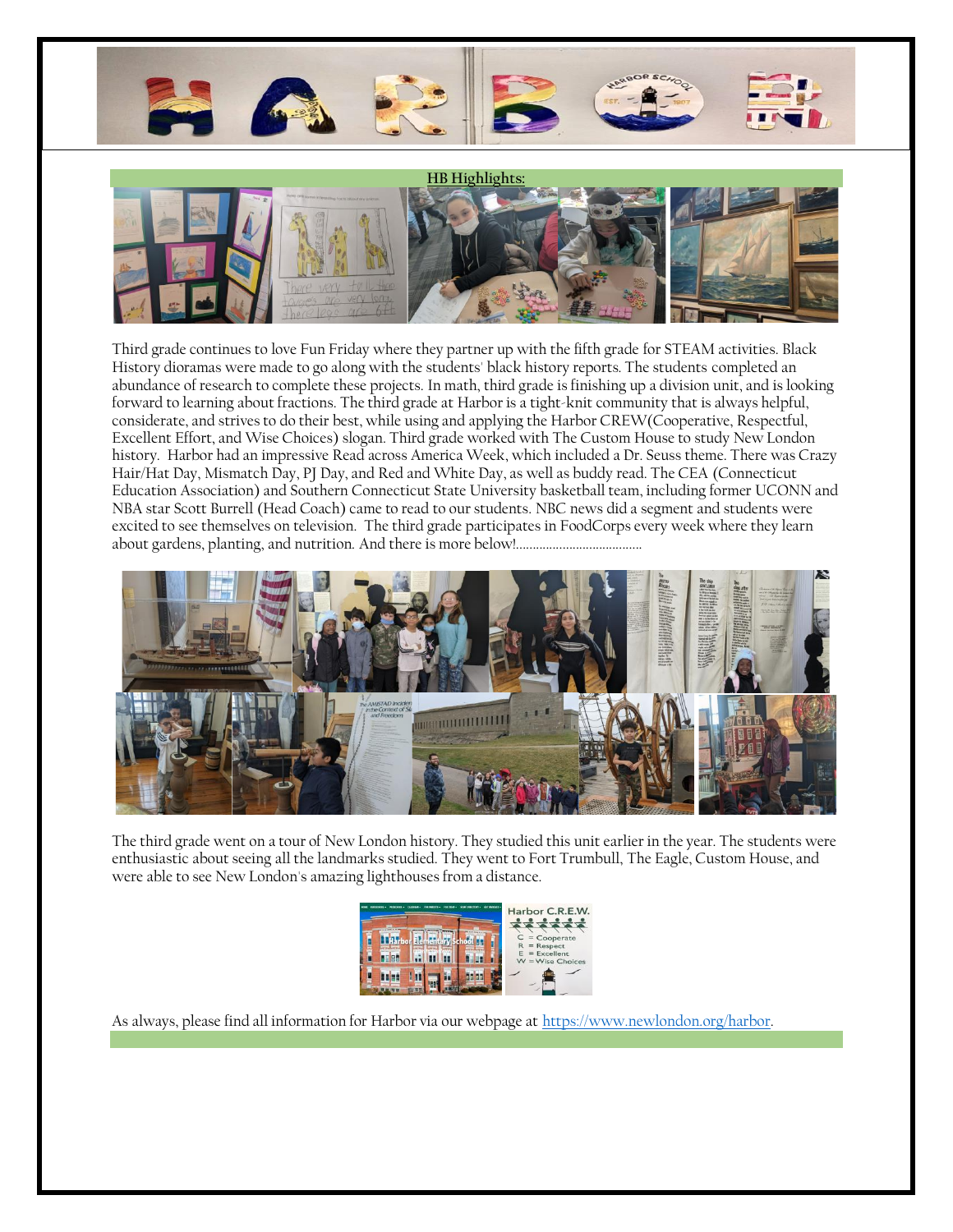**HB Highlights:**

Third grade continues to love Fun Friday where they partner up with the fifth grade for STEAM activities. Black History dioramas were made to go along with the students' black history reports. The students completed an abundance of research to complete these projects. In math, third grade is finishing up a division unit, and is looking forward to learning about fractions. The third grade at Harbor is a tight-knit community that is always helpful, considerate, and strives to do their best, while using and applying the Harbor CREW(Cooperative, Respectful, Excellent Effort, and Wise Choices) slogan. Third grade worked with The Custom House to study New London history. Harbor had an impressive Read across America Week, which included a Dr. Seuss theme. There was Crazy Hair/Hat Day, Mismatch Day, PJ Day, and Red and White Day, as well as buddy read. The CEA (Connecticut Education Association) and Southern Connecticut State University basketball team, including former UCONN and NBA star Scott Burrell (Head Coach) came to read to our students. NBC news did a segment and students were excited to see themselves on television. The third grade participates in FoodCorps every week where they learn about gardens, planting, and nutrition. And there is more below!.......................................

The third grade went on a tour of New London history. They studied this unit earlier in the year. The students were enthusiastic about seeing all the landmarks studied. They went to Fort Trumbull, The Eagle, Custom House, and were able to see New London's amazing lighthouses from a distance.

As always, please find all information for Harbor via our webpage at https://www.newlondon.org/harbor.